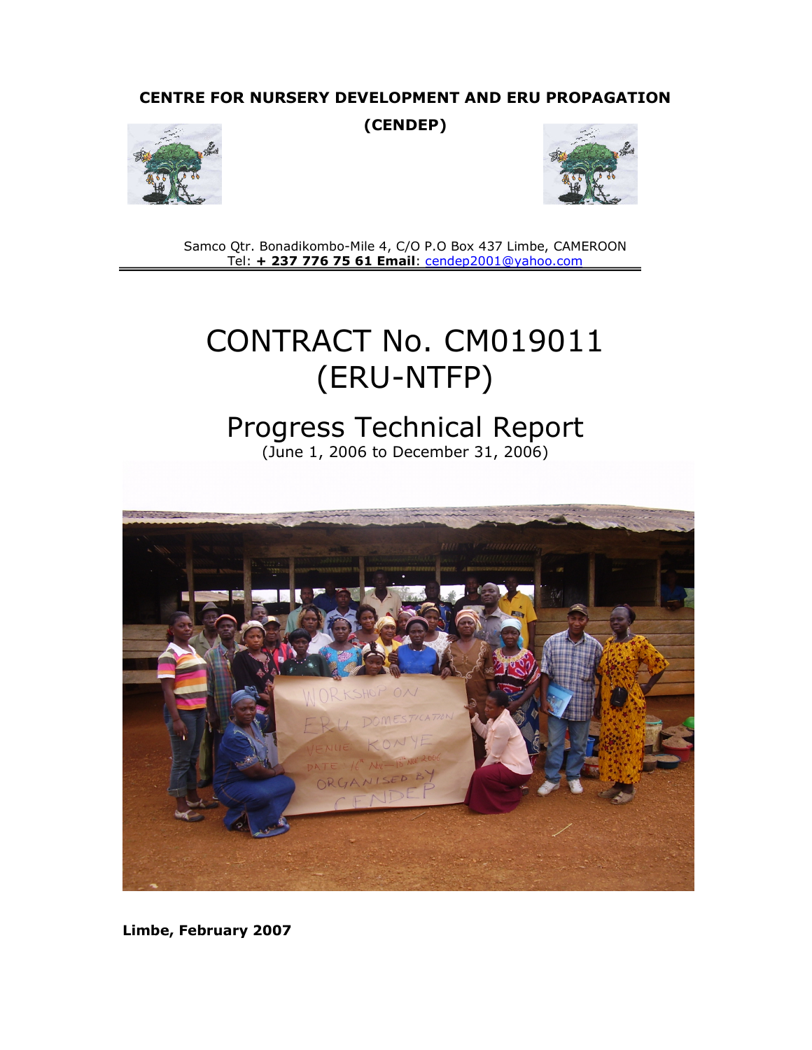**CENTRE FOR NURSERY DEVELOPMENT AND ERU PROPAGATION**

**(CENDEP)**

Samco Qtr. Bonadikombo-Mile 4, C/O P.O Box 437 Limbe, CAMEROON
Tel: **+ 237 776 75 61** **Email**: cendep2001@yahoo.com

# CONTRACT No. CM019011 (ERU-NTFP)

## Progress Technical Report

(June 1, 2006 to December 31, 2006)

**Limbe, February 2007**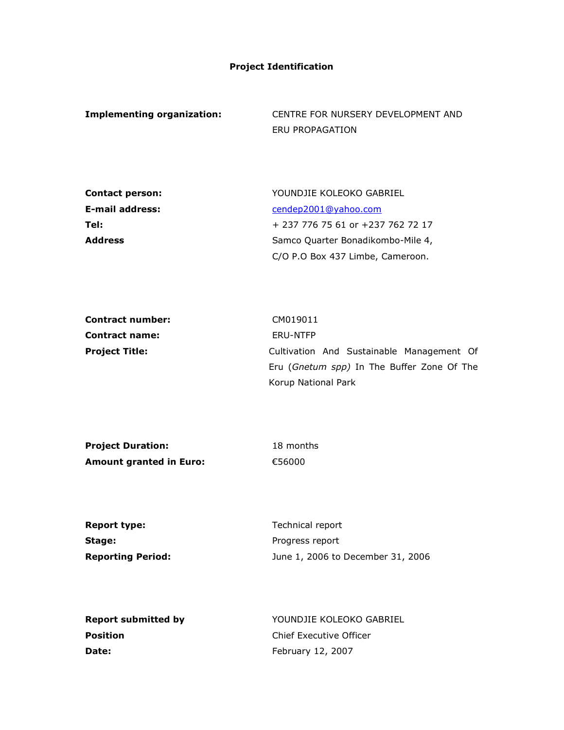# Project Identification

| | |
|---|---|
| **Implementing organization:** | CENTRE FOR NURSERY DEVELOPMENT AND ERU PROPAGATION |

| | |
|---|---|
| **Contact person:** | YOUNDJIE KOLEOKO GABRIEL |
| **E-mail address:** | cendep2001@yahoo.com |
| **Tel:** | + 237 776 75 61 or +237 762 72 17 |
| **Address** | Samco Quarter Bonadikombo-Mile 4, C/O P.O Box 437 Limbe, Cameroon. |

| | |
|---|---|
| **Contract number:** | CM019011 |
| **Contract name:** | ERU-NTFP |
| **Project Title:** | Cultivation And Sustainable Management Of Eru (*Gnetum spp)* In The Buffer Zone Of The Korup National Park |

| | |
|---|---|
| **Project Duration:** | 18 months |
| **Amount granted in Euro:** | €56000 |

| | |
|---|---|
| **Report type:** | Technical report |
| **Stage:** | Progress report |
| **Reporting Period:** | June 1, 2006 to December 31, 2006 |

| | |
|---|---|
| **Report submitted by** | YOUNDJIE KOLEOKO GABRIEL |
| **Position** | Chief Executive Officer |
| **Date:** | February 12, 2007 |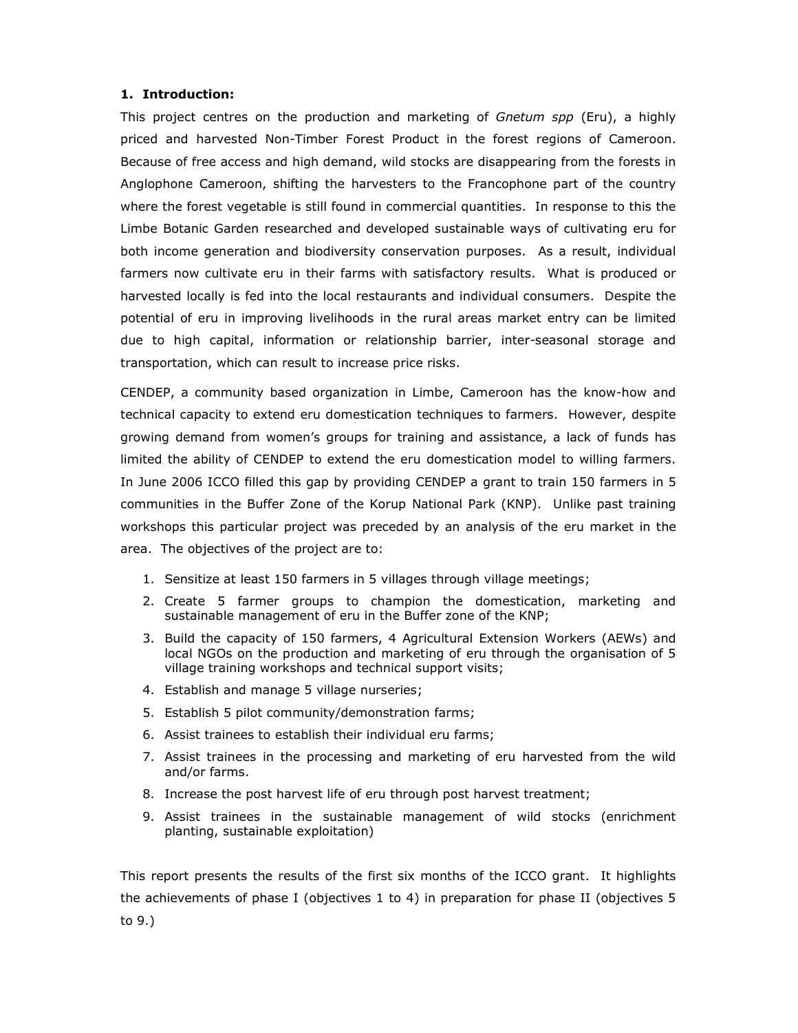## 1. Introduction:

This project centres on the production and marketing of *Gnetum spp* (Eru), a highly priced and harvested Non-Timber Forest Product in the forest regions of Cameroon. Because of free access and high demand, wild stocks are disappearing from the forests in Anglophone Cameroon, shifting the harvesters to the Francophone part of the country where the forest vegetable is still found in commercial quantities. In response to this the Limbe Botanic Garden researched and developed sustainable ways of cultivating eru for both income generation and biodiversity conservation purposes. As a result, individual farmers now cultivate eru in their farms with satisfactory results. What is produced or harvested locally is fed into the local restaurants and individual consumers. Despite the potential of eru in improving livelihoods in the rural areas market entry can be limited due to high capital, information or relationship barrier, inter-seasonal storage and transportation, which can result to increase price risks.

CENDEP, a community based organization in Limbe, Cameroon has the know-how and technical capacity to extend eru domestication techniques to farmers. However, despite growing demand from women's groups for training and assistance, a lack of funds has limited the ability of CENDEP to extend the eru domestication model to willing farmers. In June 2006 ICCO filled this gap by providing CENDEP a grant to train 150 farmers in 5 communities in the Buffer Zone of the Korup National Park (KNP). Unlike past training workshops this particular project was preceded by an analysis of the eru market in the area. The objectives of the project are to:

1. Sensitize at least 150 farmers in 5 villages through village meetings;
2. Create 5 farmer groups to champion the domestication, marketing and sustainable management of eru in the Buffer zone of the KNP;
3. Build the capacity of 150 farmers, 4 Agricultural Extension Workers (AEWs) and local NGOs on the production and marketing of eru through the organisation of 5 village training workshops and technical support visits;
4. Establish and manage 5 village nurseries;
5. Establish 5 pilot community/demonstration farms;
6. Assist trainees to establish their individual eru farms;
7. Assist trainees in the processing and marketing of eru harvested from the wild and/or farms.
8. Increase the post harvest life of eru through post harvest treatment;
9. Assist trainees in the sustainable management of wild stocks (enrichment planting, sustainable exploitation)

This report presents the results of the first six months of the ICCO grant. It highlights the achievements of phase I (objectives 1 to 4) in preparation for phase II (objectives 5 to 9.)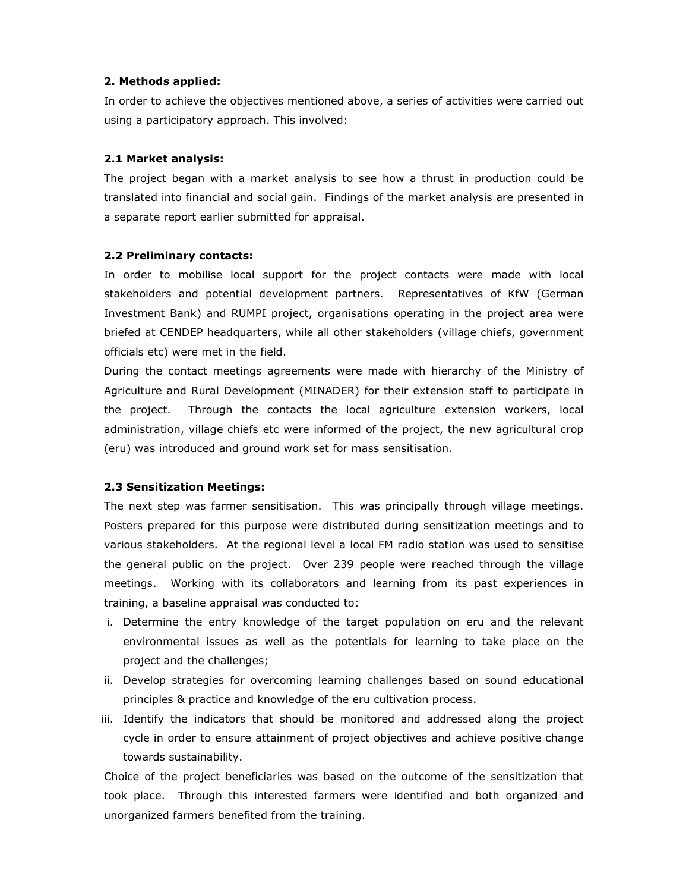**2. Methods applied:**

In order to achieve the objectives mentioned above, a series of activities were carried out using a participatory approach. This involved:

**2.1 Market analysis:**

The project began with a market analysis to see how a thrust in production could be translated into financial and social gain. Findings of the market analysis are presented in a separate report earlier submitted for appraisal.

**2.2 Preliminary contacts:**

In order to mobilise local support for the project contacts were made with local stakeholders and potential development partners. Representatives of KfW (German Investment Bank) and RUMPI project, organisations operating in the project area were briefed at CENDEP headquarters, while all other stakeholders (village chiefs, government officials etc) were met in the field.

During the contact meetings agreements were made with hierarchy of the Ministry of Agriculture and Rural Development (MINADER) for their extension staff to participate in the project. Through the contacts the local agriculture extension workers, local administration, village chiefs etc were informed of the project, the new agricultural crop (eru) was introduced and ground work set for mass sensitisation.

**2.3 Sensitization Meetings:**

The next step was farmer sensitisation. This was principally through village meetings. Posters prepared for this purpose were distributed during sensitization meetings and to various stakeholders. At the regional level a local FM radio station was used to sensitise the general public on the project. Over 239 people were reached through the village meetings. Working with its collaborators and learning from its past experiences in training, a baseline appraisal was conducted to:

i. Determine the entry knowledge of the target population on eru and the relevant environmental issues as well as the potentials for learning to take place on the project and the challenges;
ii. Develop strategies for overcoming learning challenges based on sound educational principles & practice and knowledge of the eru cultivation process.
iii. Identify the indicators that should be monitored and addressed along the project cycle in order to ensure attainment of project objectives and achieve positive change towards sustainability.

Choice of the project beneficiaries was based on the outcome of the sensitization that took place. Through this interested farmers were identified and both organized and unorganized farmers benefited from the training.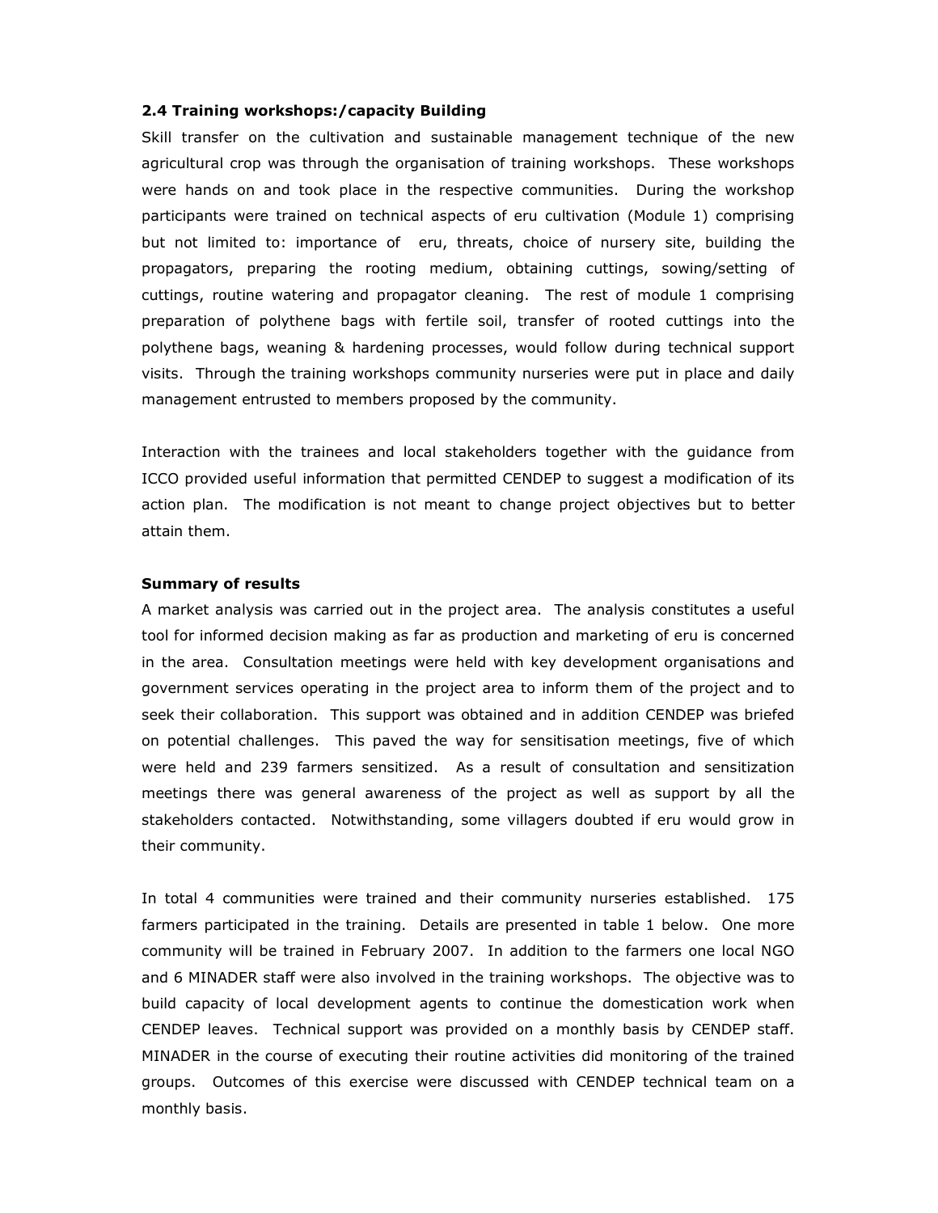### 2.4 Training workshops:/capacity Building

Skill transfer on the cultivation and sustainable management technique of the new agricultural crop was through the organisation of training workshops. These workshops were hands on and took place in the respective communities. During the workshop participants were trained on technical aspects of eru cultivation (Module 1) comprising but not limited to: importance of eru, threats, choice of nursery site, building the propagators, preparing the rooting medium, obtaining cuttings, sowing/setting of cuttings, routine watering and propagator cleaning. The rest of module 1 comprising preparation of polythene bags with fertile soil, transfer of rooted cuttings into the polythene bags, weaning & hardening processes, would follow during technical support visits. Through the training workshops community nurseries were put in place and daily management entrusted to members proposed by the community.

Interaction with the trainees and local stakeholders together with the guidance from ICCO provided useful information that permitted CENDEP to suggest a modification of its action plan. The modification is not meant to change project objectives but to better attain them.

**Summary of results**

A market analysis was carried out in the project area. The analysis constitutes a useful tool for informed decision making as far as production and marketing of eru is concerned in the area. Consultation meetings were held with key development organisations and government services operating in the project area to inform them of the project and to seek their collaboration. This support was obtained and in addition CENDEP was briefed on potential challenges. This paved the way for sensitisation meetings, five of which were held and 239 farmers sensitized. As a result of consultation and sensitization meetings there was general awareness of the project as well as support by all the stakeholders contacted. Notwithstanding, some villagers doubted if eru would grow in their community.

In total 4 communities were trained and their community nurseries established. 175 farmers participated in the training. Details are presented in table 1 below. One more community will be trained in February 2007. In addition to the farmers one local NGO and 6 MINADER staff were also involved in the training workshops. The objective was to build capacity of local development agents to continue the domestication work when CENDEP leaves. Technical support was provided on a monthly basis by CENDEP staff. MINADER in the course of executing their routine activities did monitoring of the trained groups. Outcomes of this exercise were discussed with CENDEP technical team on a monthly basis.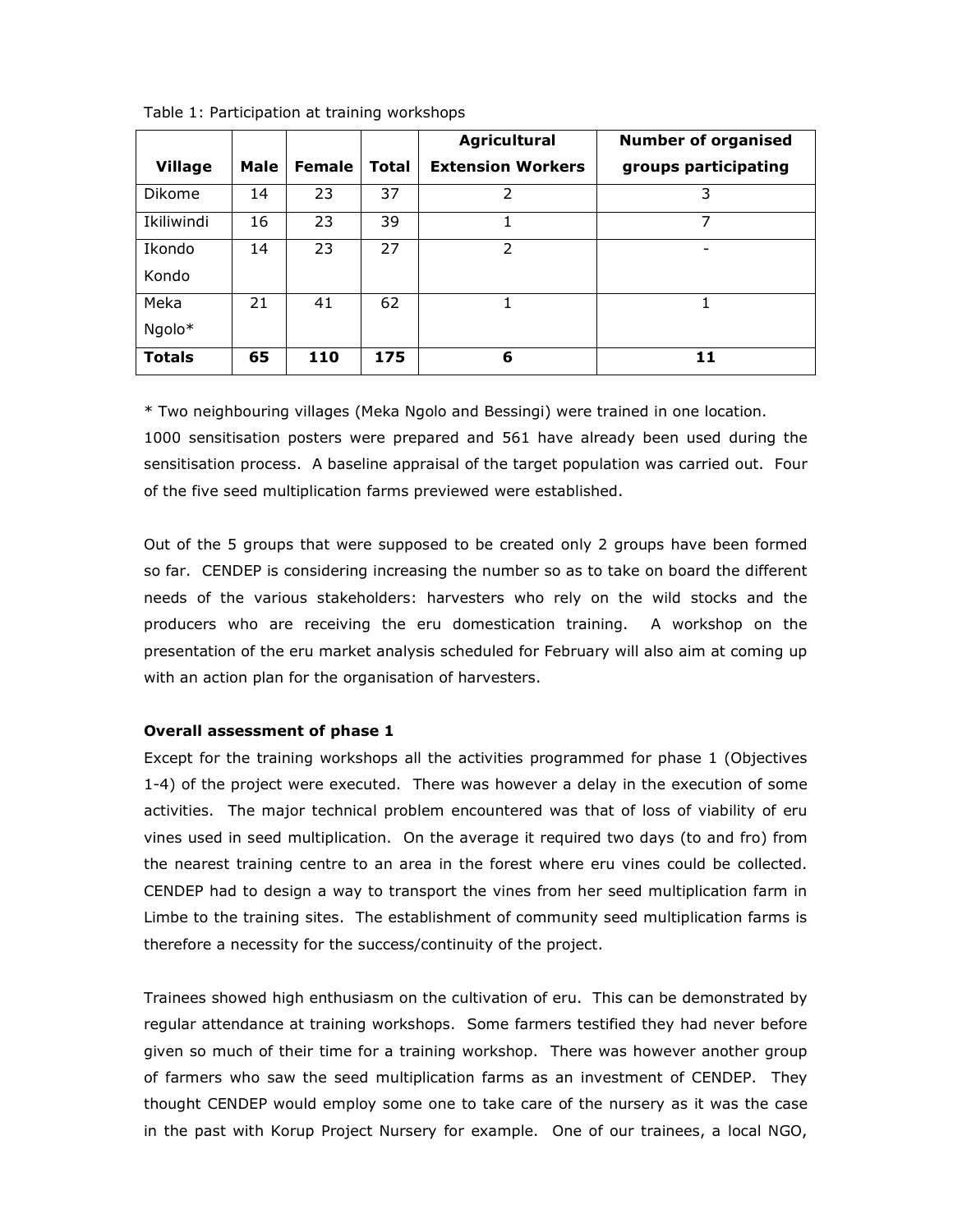Table 1: Participation at training workshops

| Village | Male | Female | Total | Agricultural Extension Workers | Number of organised groups participating |
|---|---|---|---|---|---|
| Dikome | 14 | 23 | 37 | 2 | 3 |
| Ikiliwindi | 16 | 23 | 39 | 1 | 7 |
| Ikondo Kondo | 14 | 23 | 27 | 2 | - |
| Meka Ngolo* | 21 | 41 | 62 | 1 | 1 |
| **Totals** | **65** | **110** | **175** | **6** | **11** |

* Two neighbouring villages (Meka Ngolo and Bessingi) were trained in one location.

1000 sensitisation posters were prepared and 561 have already been used during the sensitisation process. A baseline appraisal of the target population was carried out. Four of the five seed multiplication farms previewed were established.

Out of the 5 groups that were supposed to be created only 2 groups have been formed so far. CENDEP is considering increasing the number so as to take on board the different needs of the various stakeholders: harvesters who rely on the wild stocks and the producers who are receiving the eru domestication training. A workshop on the presentation of the eru market analysis scheduled for February will also aim at coming up with an action plan for the organisation of harvesters.

**Overall assessment of phase 1**

Except for the training workshops all the activities programmed for phase 1 (Objectives 1-4) of the project were executed. There was however a delay in the execution of some activities. The major technical problem encountered was that of loss of viability of eru vines used in seed multiplication. On the average it required two days (to and fro) from the nearest training centre to an area in the forest where eru vines could be collected. CENDEP had to design a way to transport the vines from her seed multiplication farm in Limbe to the training sites. The establishment of community seed multiplication farms is therefore a necessity for the success/continuity of the project.

Trainees showed high enthusiasm on the cultivation of eru. This can be demonstrated by regular attendance at training workshops. Some farmers testified they had never before given so much of their time for a training workshop. There was however another group of farmers who saw the seed multiplication farms as an investment of CENDEP. They thought CENDEP would employ some one to take care of the nursery as it was the case in the past with Korup Project Nursery for example. One of our trainees, a local NGO,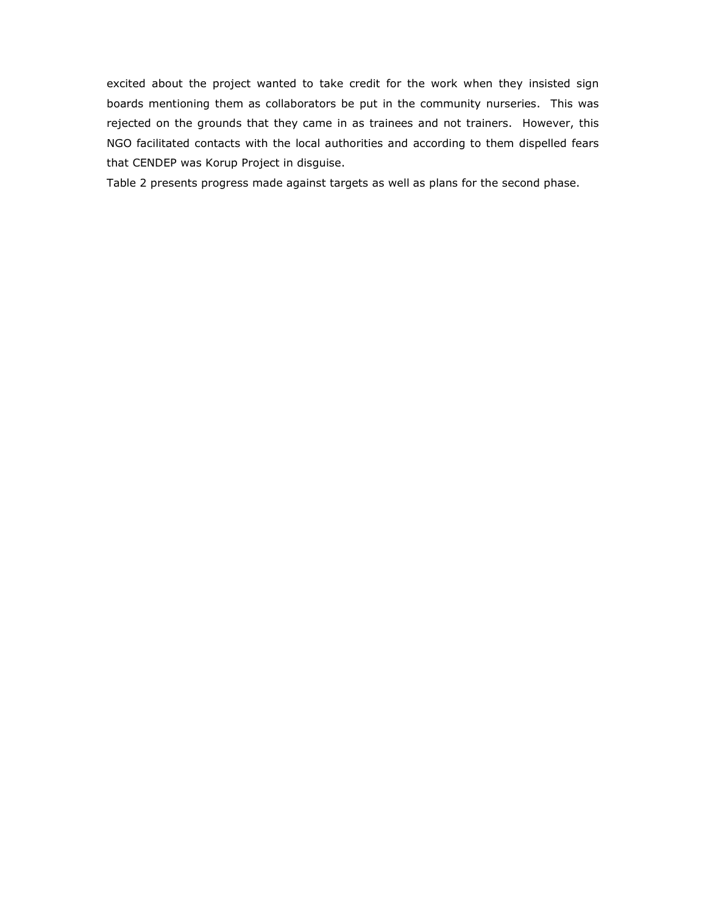excited about the project wanted to take credit for the work when they insisted sign boards mentioning them as collaborators be put in the community nurseries. This was rejected on the grounds that they came in as trainees and not trainers. However, this NGO facilitated contacts with the local authorities and according to them dispelled fears that CENDEP was Korup Project in disguise.

Table 2 presents progress made against targets as well as plans for the second phase.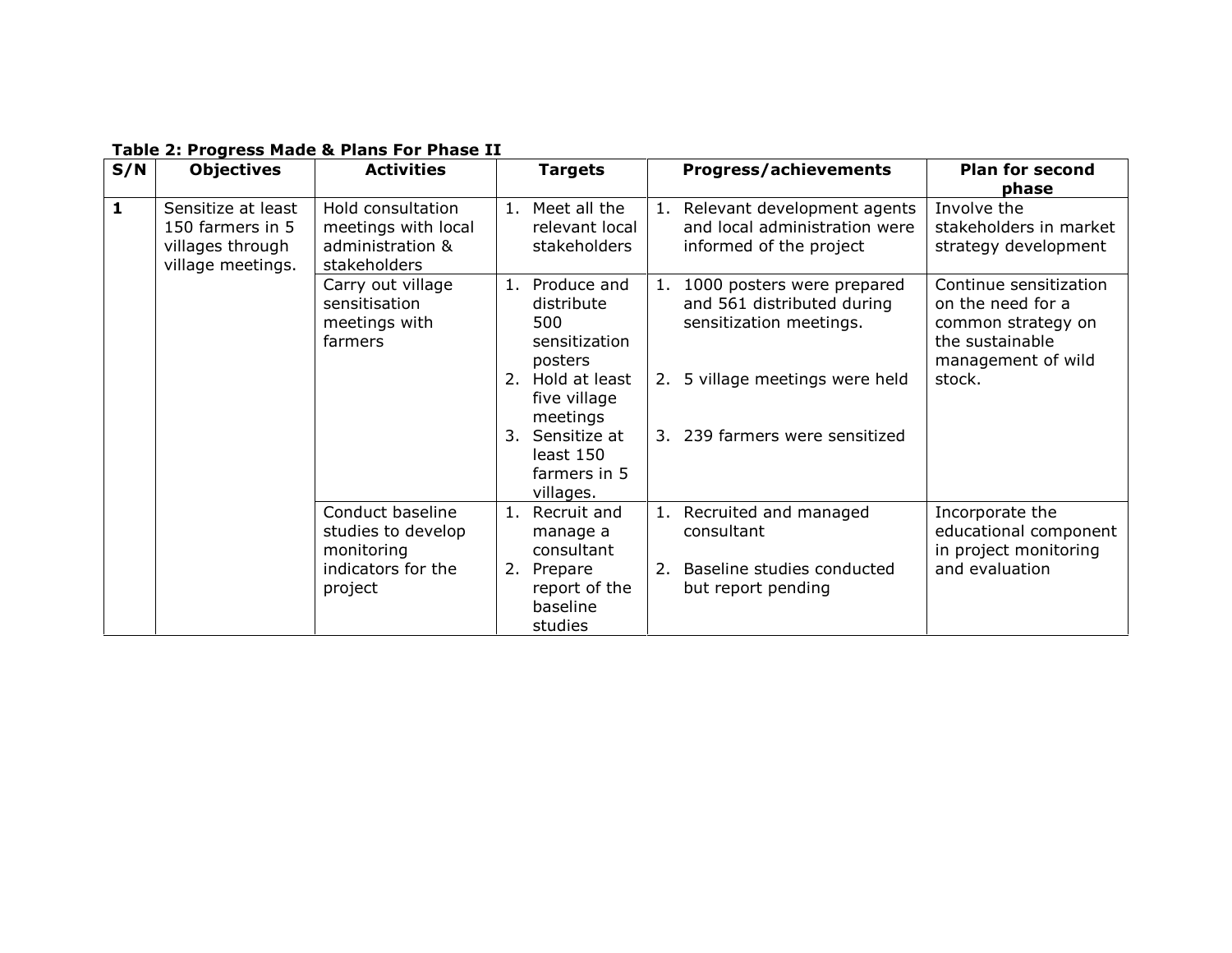**Table 2: Progress Made & Plans For Phase II**

| S/N | Objectives | Activities | Targets | Progress/achievements | Plan for second phase |
|---|---|---|---|---|---|
| **1** | Sensitize at least 150 farmers in 5 villages through village meetings. | Hold consultation meetings with local administration & stakeholders | 1. Meet all the relevant local stakeholders | 1. Relevant development agents and local administration were informed of the project | Involve the stakeholders in market strategy development |
| | | Carry out village sensitisation meetings with farmers | 1. Produce and distribute 500 sensitization posters<br>2. Hold at least five village meetings<br>3. Sensitize at least 150 farmers in 5 villages. | 1. 1000 posters were prepared and 561 distributed during sensitization meetings.<br>2. 5 village meetings were held<br>3. 239 farmers were sensitized | Continue sensitization on the need for a common strategy on the sustainable management of wild stock. |
| | | Conduct baseline studies to develop monitoring indicators for the project | 1. Recruit and manage a consultant<br>2. Prepare report of the baseline studies | 1. Recruited and managed consultant<br>2. Baseline studies conducted but report pending | Incorporate the educational component in project monitoring and evaluation |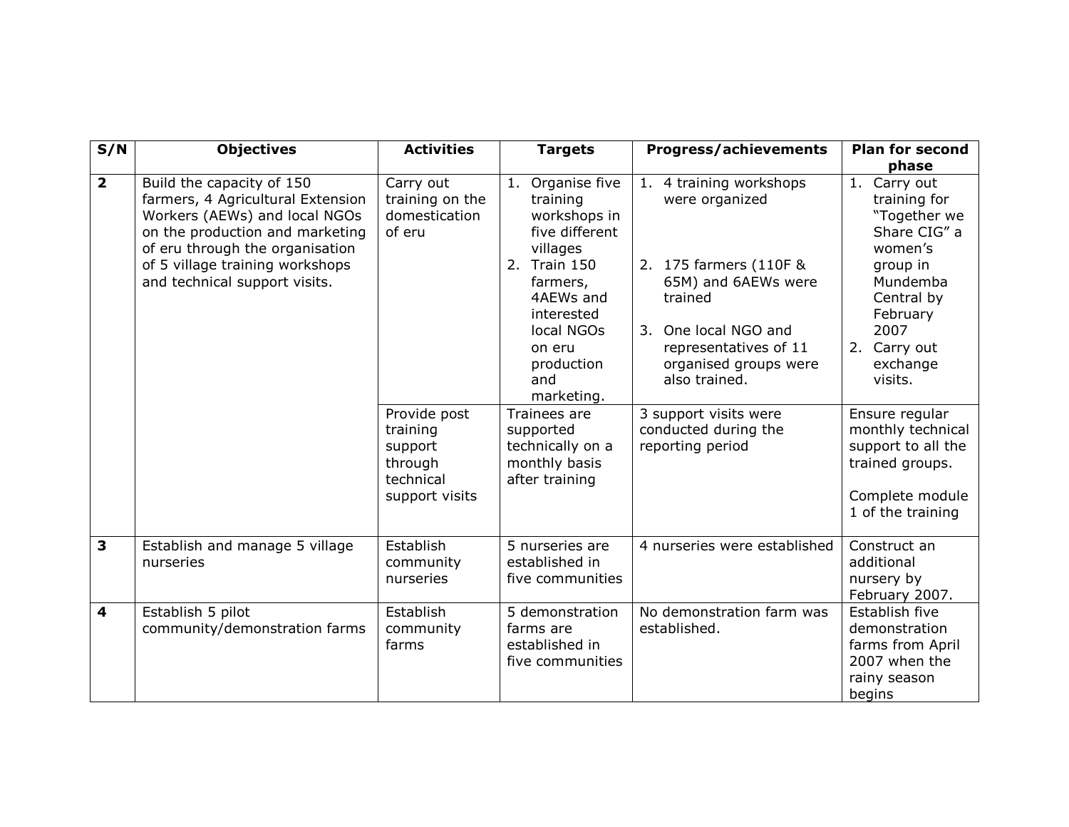| S/N | Objectives | Activities | Targets | Progress/achievements | Plan for second phase |
| --- | --- | --- | --- | --- | --- |
| **2** | Build the capacity of 150 farmers, 4 Agricultural Extension Workers (AEWs) and local NGOs on the production and marketing of eru through the organisation of 5 village training workshops and technical support visits. | Carry out training on the domestication of eru | 1. Organise five training workshops in five different villages<br>2. Train 150 farmers, 4AEWs and interested local NGOs on eru production and marketing. | 1. 4 training workshops were organized<br>2. 175 farmers (110F & 65M) and 6AEWs were trained<br>3. One local NGO and representatives of 11 organised groups were also trained. | 1. Carry out training for "Together we Share CIG" a women's group in Mundemba Central by February 2007<br>2. Carry out exchange visits. |
| | | Provide post training support through technical support visits | Trainees are supported technically on a monthly basis after training | 3 support visits were conducted during the reporting period | Ensure regular monthly technical support to all the trained groups.<br><br>Complete module 1 of the training |
| **3** | Establish and manage 5 village nurseries | Establish community nurseries | 5 nurseries are established in five communities | 4 nurseries were established | Construct an additional nursery by February 2007. |
| **4** | Establish 5 pilot community/demonstration farms | Establish community farms | 5 demonstration farms are established in five communities | No demonstration farm was established. | Establish five demonstration farms from April 2007 when the rainy season begins |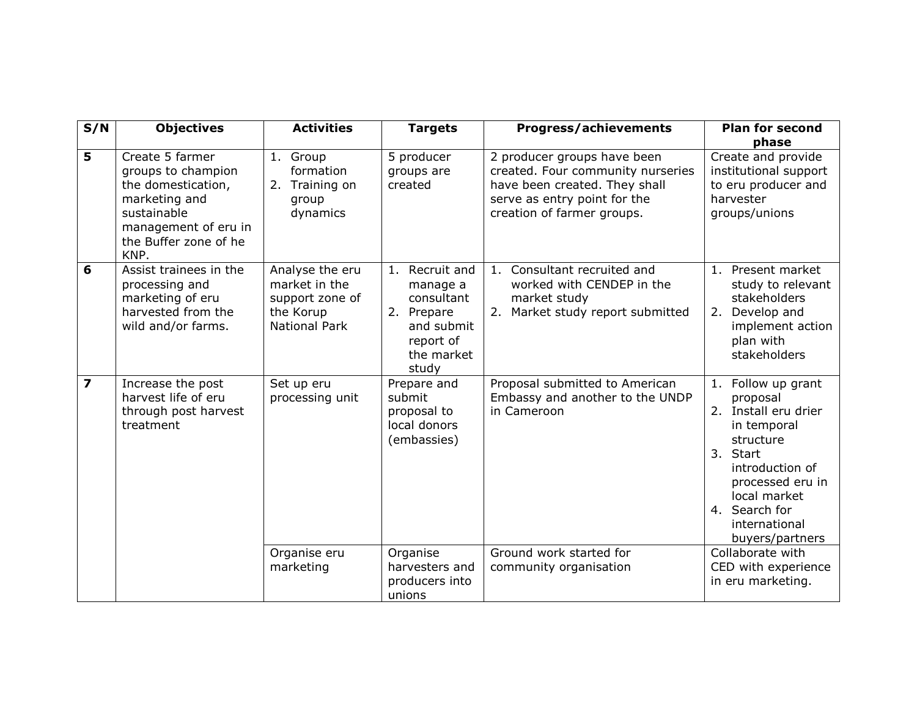| S/N | Objectives | Activities | Targets | Progress/achievements | Plan for second phase |
|---|---|---|---|---|---|
| **5** | Create 5 farmer groups to champion the domestication, marketing and sustainable management of eru in the Buffer zone of he KNP. | 1. Group formation<br>2. Training on group dynamics | 5 producer groups are created | 2 producer groups have been created. Four community nurseries have been created. They shall serve as entry point for the creation of farmer groups. | Create and provide institutional support to eru producer and harvester groups/unions |
| **6** | Assist trainees in the processing and marketing of eru harvested from the wild and/or farms. | Analyse the eru market in the support zone of the Korup National Park | 1. Recruit and manage a consultant<br>2. Prepare and submit report of the market study | 1. Consultant recruited and worked with CENDEP in the market study<br>2. Market study report submitted | 1. Present market study to relevant stakeholders<br>2. Develop and implement action plan with stakeholders |
| **7** | Increase the post harvest life of eru through post harvest treatment | Set up eru processing unit | Prepare and submit proposal to local donors (embassies) | Proposal submitted to American Embassy and another to the UNDP in Cameroon | 1. Follow up grant proposal<br>2. Install eru drier in temporal structure<br>3. Start introduction of processed eru in local market<br>4. Search for international buyers/partners |
| | | Organise eru marketing | Organise harvesters and producers into unions | Ground work started for community organisation | Collaborate with CED with experience in eru marketing. |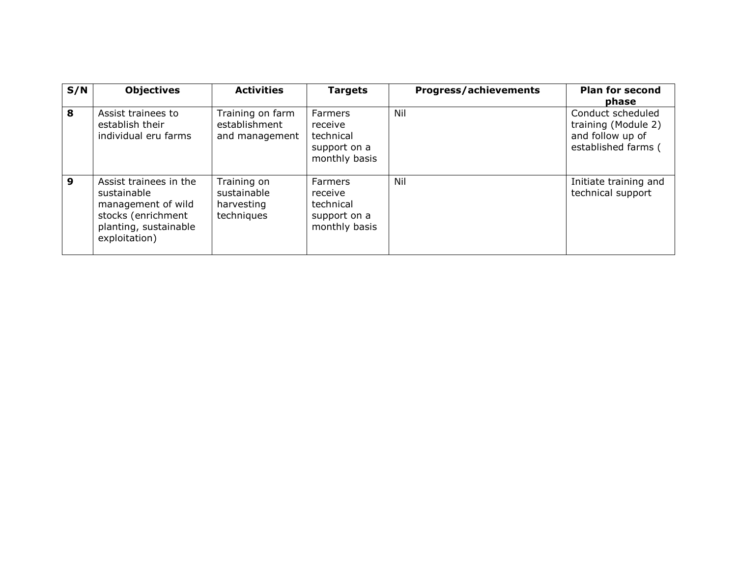| S/N | Objectives | Activities | Targets | Progress/achievements | Plan for second phase |
|---|---|---|---|---|---|
| **8** | Assist trainees to establish their individual eru farms | Training on farm establishment and management | Farmers receive technical support on a monthly basis | Nil | Conduct scheduled training (Module 2) and follow up of established farms ( |
| **9** | Assist trainees in the sustainable management of wild stocks (enrichment planting, sustainable exploitation) | Training on sustainable harvesting techniques | Farmers receive technical support on a monthly basis | Nil | Initiate training and technical support |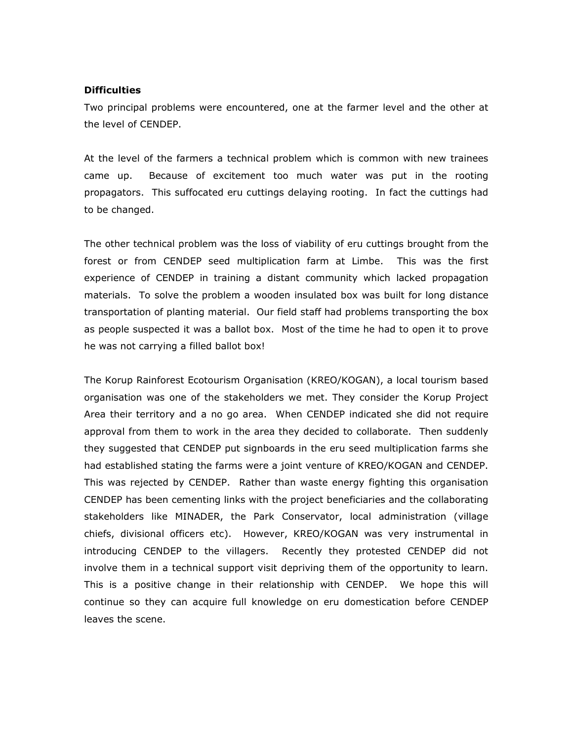**Difficulties**

Two principal problems were encountered, one at the farmer level and the other at the level of CENDEP.

At the level of the farmers a technical problem which is common with new trainees came up. Because of excitement too much water was put in the rooting propagators. This suffocated eru cuttings delaying rooting. In fact the cuttings had to be changed.

The other technical problem was the loss of viability of eru cuttings brought from the forest or from CENDEP seed multiplication farm at Limbe. This was the first experience of CENDEP in training a distant community which lacked propagation materials. To solve the problem a wooden insulated box was built for long distance transportation of planting material. Our field staff had problems transporting the box as people suspected it was a ballot box. Most of the time he had to open it to prove he was not carrying a filled ballot box!

The Korup Rainforest Ecotourism Organisation (KREO/KOGAN), a local tourism based organisation was one of the stakeholders we met. They consider the Korup Project Area their territory and a no go area. When CENDEP indicated she did not require approval from them to work in the area they decided to collaborate. Then suddenly they suggested that CENDEP put signboards in the eru seed multiplication farms she had established stating the farms were a joint venture of KREO/KOGAN and CENDEP. This was rejected by CENDEP. Rather than waste energy fighting this organisation CENDEP has been cementing links with the project beneficiaries and the collaborating stakeholders like MINADER, the Park Conservator, local administration (village chiefs, divisional officers etc). However, KREO/KOGAN was very instrumental in introducing CENDEP to the villagers. Recently they protested CENDEP did not involve them in a technical support visit depriving them of the opportunity to learn. This is a positive change in their relationship with CENDEP. We hope this will continue so they can acquire full knowledge on eru domestication before CENDEP leaves the scene.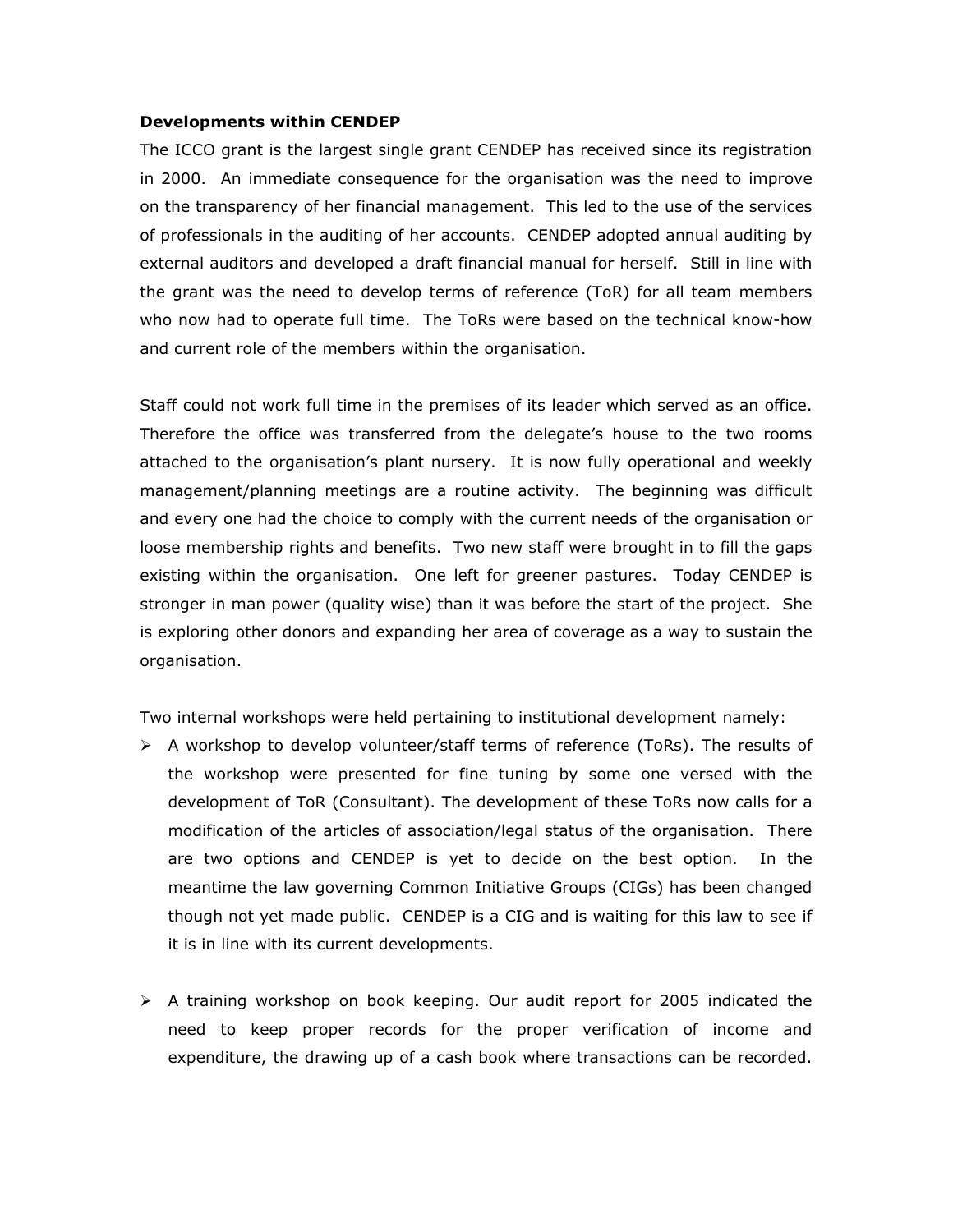**Developments within CENDEP**

The ICCO grant is the largest single grant CENDEP has received since its registration in 2000. An immediate consequence for the organisation was the need to improve on the transparency of her financial management. This led to the use of the services of professionals in the auditing of her accounts. CENDEP adopted annual auditing by external auditors and developed a draft financial manual for herself. Still in line with the grant was the need to develop terms of reference (ToR) for all team members who now had to operate full time. The ToRs were based on the technical know-how and current role of the members within the organisation.

Staff could not work full time in the premises of its leader which served as an office. Therefore the office was transferred from the delegate's house to the two rooms attached to the organisation's plant nursery. It is now fully operational and weekly management/planning meetings are a routine activity. The beginning was difficult and every one had the choice to comply with the current needs of the organisation or loose membership rights and benefits. Two new staff were brought in to fill the gaps existing within the organisation. One left for greener pastures. Today CENDEP is stronger in man power (quality wise) than it was before the start of the project. She is exploring other donors and expanding her area of coverage as a way to sustain the organisation.

Two internal workshops were held pertaining to institutional development namely:

- A workshop to develop volunteer/staff terms of reference (ToRs). The results of the workshop were presented for fine tuning by some one versed with the development of ToR (Consultant). The development of these ToRs now calls for a modification of the articles of association/legal status of the organisation. There are two options and CENDEP is yet to decide on the best option. In the meantime the law governing Common Initiative Groups (CIGs) has been changed though not yet made public. CENDEP is a CIG and is waiting for this law to see if it is in line with its current developments.

- A training workshop on book keeping. Our audit report for 2005 indicated the need to keep proper records for the proper verification of income and expenditure, the drawing up of a cash book where transactions can be recorded.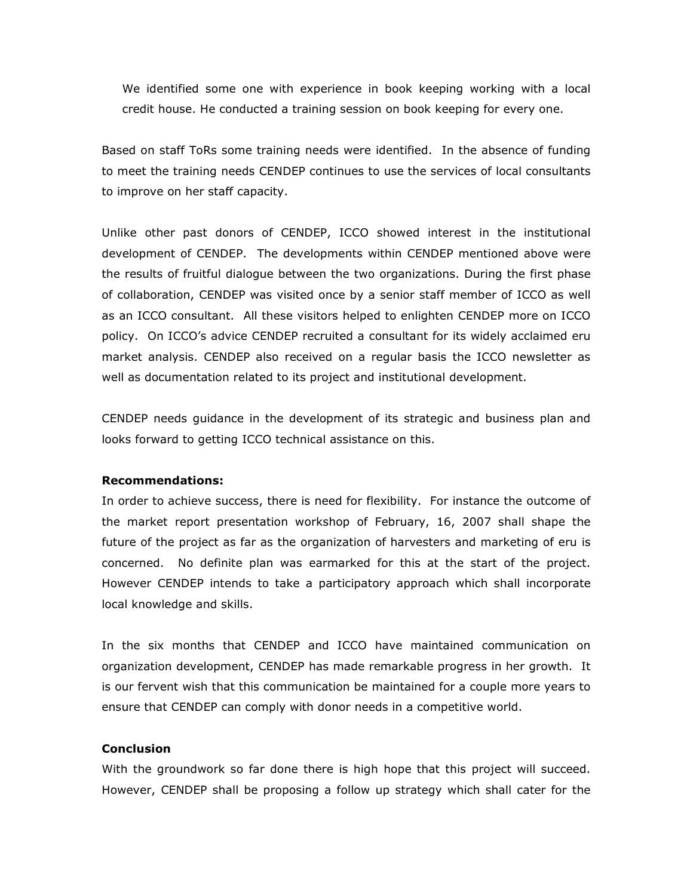We identified some one with experience in book keeping working with a local credit house. He conducted a training session on book keeping for every one.

Based on staff ToRs some training needs were identified. In the absence of funding to meet the training needs CENDEP continues to use the services of local consultants to improve on her staff capacity.

Unlike other past donors of CENDEP, ICCO showed interest in the institutional development of CENDEP. The developments within CENDEP mentioned above were the results of fruitful dialogue between the two organizations. During the first phase of collaboration, CENDEP was visited once by a senior staff member of ICCO as well as an ICCO consultant. All these visitors helped to enlighten CENDEP more on ICCO policy. On ICCO's advice CENDEP recruited a consultant for its widely acclaimed eru market analysis. CENDEP also received on a regular basis the ICCO newsletter as well as documentation related to its project and institutional development.

CENDEP needs guidance in the development of its strategic and business plan and looks forward to getting ICCO technical assistance on this.

**Recommendations:**

In order to achieve success, there is need for flexibility. For instance the outcome of the market report presentation workshop of February, 16, 2007 shall shape the future of the project as far as the organization of harvesters and marketing of eru is concerned. No definite plan was earmarked for this at the start of the project. However CENDEP intends to take a participatory approach which shall incorporate local knowledge and skills.

In the six months that CENDEP and ICCO have maintained communication on organization development, CENDEP has made remarkable progress in her growth. It is our fervent wish that this communication be maintained for a couple more years to ensure that CENDEP can comply with donor needs in a competitive world.

**Conclusion**

With the groundwork so far done there is high hope that this project will succeed. However, CENDEP shall be proposing a follow up strategy which shall cater for the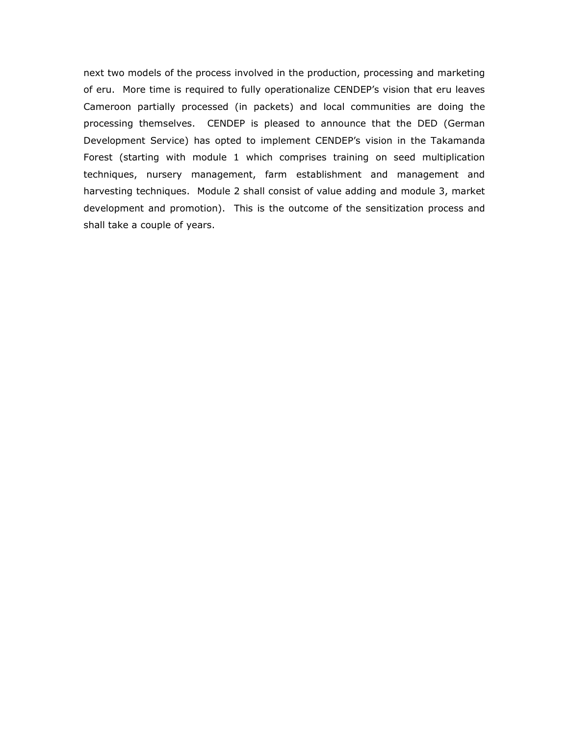next two models of the process involved in the production, processing and marketing of eru. More time is required to fully operationalize CENDEP's vision that eru leaves Cameroon partially processed (in packets) and local communities are doing the processing themselves. CENDEP is pleased to announce that the DED (German Development Service) has opted to implement CENDEP's vision in the Takamanda Forest (starting with module 1 which comprises training on seed multiplication techniques, nursery management, farm establishment and management and harvesting techniques. Module 2 shall consist of value adding and module 3, market development and promotion). This is the outcome of the sensitization process and shall take a couple of years.